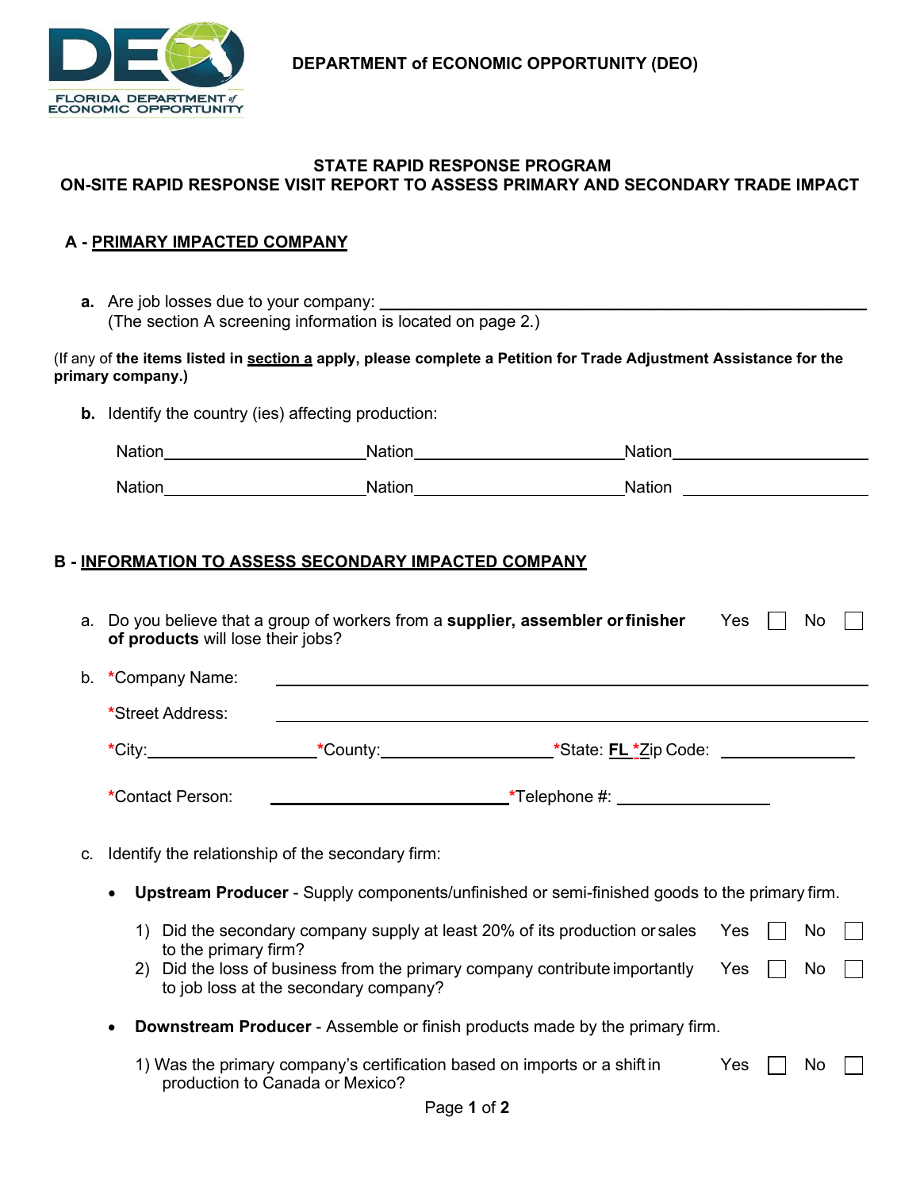DEPARTMENT of ECONOMIC OPPORTUNITY (DEO)

## STATE RAPID RESPONSE PROGRAM
## ON-SITE RAPID RESPONSE VISIT REPORT TO ASSESS PRIMARY AND SECONDARY TRADE IMPACT

### A - PRIMARY IMPACTED COMPANY

**a.** Are job losses due to your company: ______________________________
(The section A screening information is located on page 2.)

(If any of **the items listed in section a apply, please complete a Petition for Trade Adjustment Assistance for the primary company.)**

**b.** Identify the country (ies) affecting production:

Nation______________ Nation______________ Nation______________

Nation______________ Nation______________ Nation______________

### B - INFORMATION TO ASSESS SECONDARY IMPACTED COMPANY

a. Do you believe that a group of workers from a **supplier, assembler or finisher of products** will lose their jobs? Yes ☐ No ☐

b. *Company Name: ______________________________

*Street Address: ______________________________

*City:______________ *County:______________ *State: FL *Zip Code: ______________

*Contact Person: ______________ *Telephone #: ______________

c. Identify the relationship of the secondary firm:

- **Upstream Producer** - Supply components/unfinished or semi-finished goods to the primary firm.
  1) Did the secondary company supply at least 20% of its production or sales to the primary firm? Yes ☐ No ☐
  2) Did the loss of business from the primary company contribute importantly to job loss at the secondary company? Yes ☐ No ☐

- **Downstream Producer** - Assemble or finish products made by the primary firm.
  1) Was the primary company's certification based on imports or a shift in production to Canada or Mexico? Yes ☐ No ☐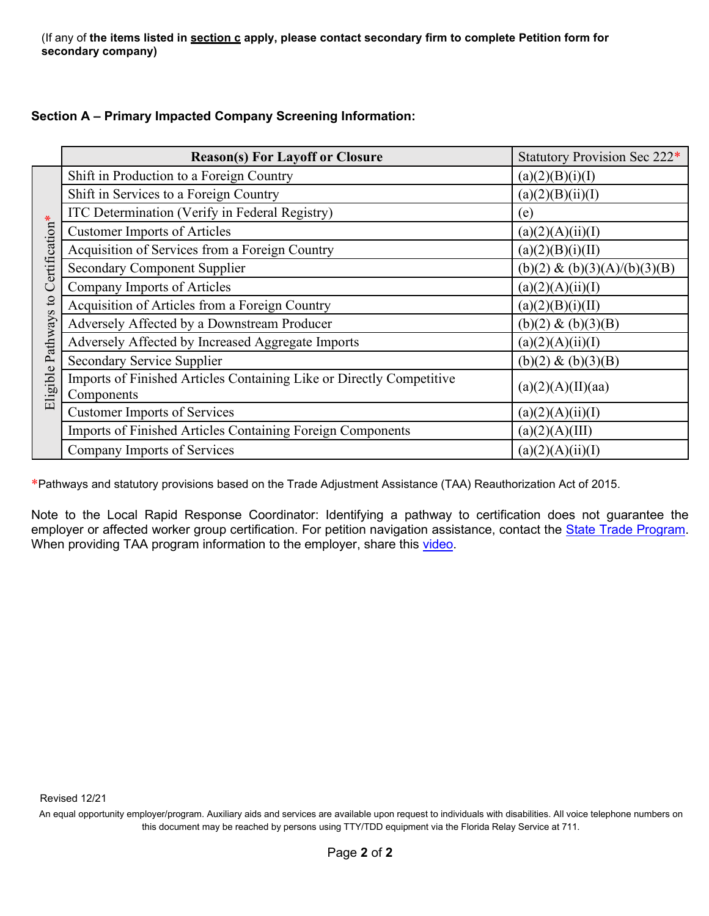(If any of **the items listed in section c apply, please contact secondary firm to complete Petition form for secondary company)**

**Section A – Primary Impacted Company Screening Information:**

| | Reason(s) For Layoff or Closure | Statutory Provision Sec 222* |
|---|---|---|
| Eligible Pathways to Certification* | Shift in Production to a Foreign Country | (a)(2)(B)(i)(I) |
| | Shift in Services to a Foreign Country | (a)(2)(B)(ii)(I) |
| | ITC Determination (Verify in Federal Registry) | (e) |
| | Customer Imports of Articles | (a)(2)(A)(ii)(I) |
| | Acquisition of Services from a Foreign Country | (a)(2)(B)(i)(II) |
| | Secondary Component Supplier | (b)(2) & (b)(3)(A)/(b)(3)(B) |
| | Company Imports of Articles | (a)(2)(A)(ii)(I) |
| | Acquisition of Articles from a Foreign Country | (a)(2)(B)(i)(II) |
| | Adversely Affected by a Downstream Producer | (b)(2) & (b)(3)(B) |
| | Adversely Affected by Increased Aggregate Imports | (a)(2)(A)(ii)(I) |
| | Secondary Service Supplier | (b)(2) & (b)(3)(B) |
| | Imports of Finished Articles Containing Like or Directly Competitive Components | (a)(2)(A)(II)(aa) |
| | Customer Imports of Services | (a)(2)(A)(ii)(I) |
| | Imports of Finished Articles Containing Foreign Components | (a)(2)(A)(III) |
| | Company Imports of Services | (a)(2)(A)(ii)(I) |

*Pathways and statutory provisions based on the Trade Adjustment Assistance (TAA) Reauthorization Act of 2015.

Note to the Local Rapid Response Coordinator: Identifying a pathway to certification does not guarantee the employer or affected worker group certification. For petition navigation assistance, contact the State Trade Program. When providing TAA program information to the employer, share this video.

Revised 12/21

An equal opportunity employer/program. Auxiliary aids and services are available upon request to individuals with disabilities. All voice telephone numbers on this document may be reached by persons using TTY/TDD equipment via the Florida Relay Service at 711.